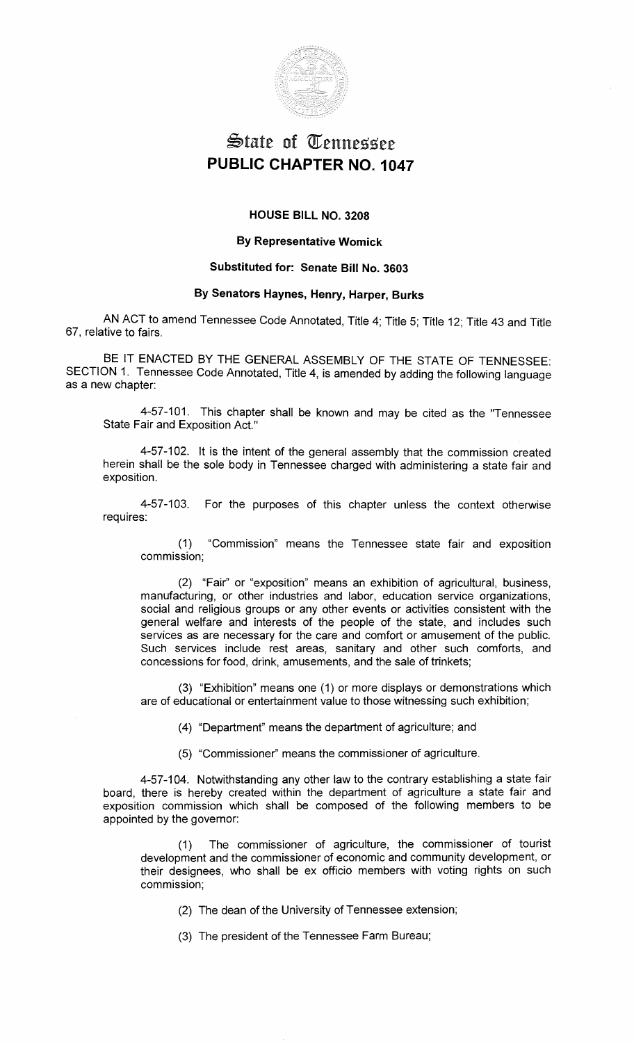# State of Tennessee
# PUBLIC CHAPTER NO. 1047

### HOUSE BILL NO. 3208

### By Representative Womick

### Substituted for: Senate Bill No. 3603

### By Senators Haynes, Henry, Harper, Burks

AN ACT to amend Tennessee Code Annotated, Title 4; Title 5; Title 12; Title 43 and Title 67, relative to fairs.

BE IT ENACTED BY THE GENERAL ASSEMBLY OF THE STATE OF TENNESSEE:
SECTION 1. Tennessee Code Annotated, Title 4, is amended by adding the following language as a new chapter:

4-57-101. This chapter shall be known and may be cited as the "Tennessee State Fair and Exposition Act."

4-57-102. It is the intent of the general assembly that the commission created herein shall be the sole body in Tennessee charged with administering a state fair and exposition.

4-57-103. For the purposes of this chapter unless the context otherwise requires:

(1) "Commission" means the Tennessee state fair and exposition commission;

(2) "Fair" or "exposition" means an exhibition of agricultural, business, manufacturing, or other industries and labor, education service organizations, social and religious groups or any other events or activities consistent with the general welfare and interests of the people of the state, and includes such services as are necessary for the care and comfort or amusement of the public. Such services include rest areas, sanitary and other such comforts, and concessions for food, drink, amusements, and the sale of trinkets;

(3) "Exhibition" means one (1) or more displays or demonstrations which are of educational or entertainment value to those witnessing such exhibition;

(4) "Department" means the department of agriculture; and

(5) "Commissioner" means the commissioner of agriculture.

4-57-104. Notwithstanding any other law to the contrary establishing a state fair board, there is hereby created within the department of agriculture a state fair and exposition commission which shall be composed of the following members to be appointed by the governor:

(1) The commissioner of agriculture, the commissioner of tourist development and the commissioner of economic and community development, or their designees, who shall be ex officio members with voting rights on such commission;

(2) The dean of the University of Tennessee extension;

(3) The president of the Tennessee Farm Bureau;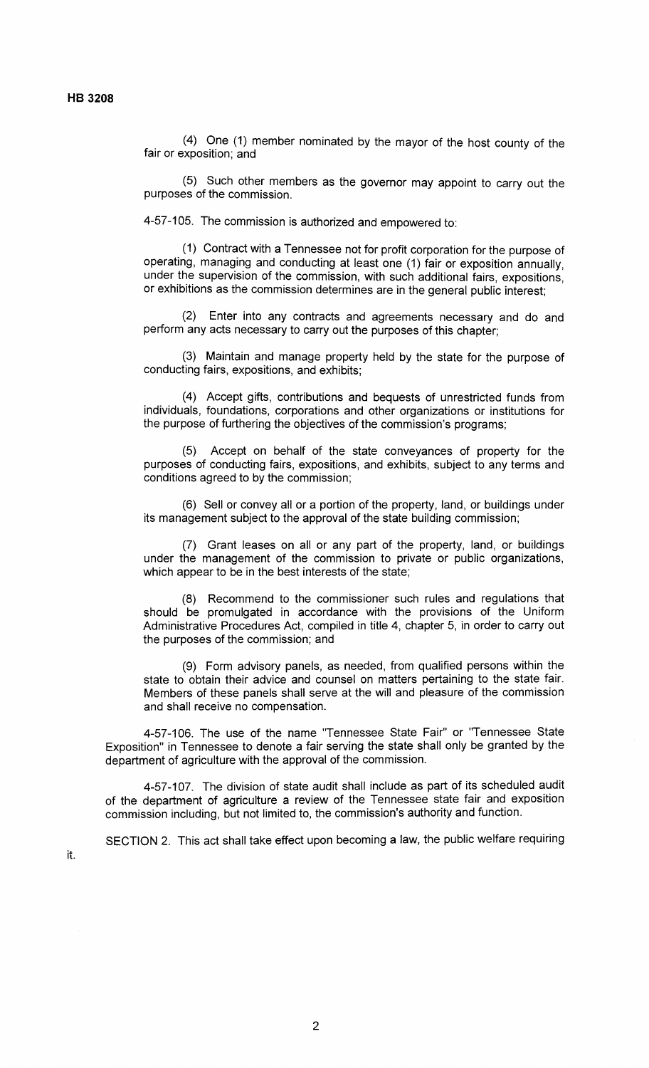(4) One (1) member nominated by the mayor of the host county of the fair or exposition; and

(5) Such other members as the governor may appoint to carry out the purposes of the commission.

4-57-105. The commission is authorized and empowered to:

(1) Contract with a Tennessee not for profit corporation for the purpose of operating, managing and conducting at least one (1) fair or exposition annually, under the supervision of the commission, with such additional fairs, expositions, or exhibitions as the commission determines are in the general public interest;

(2) Enter into any contracts and agreements necessary and do and perform any acts necessary to carry out the purposes of this chapter;

(3) Maintain and manage property held by the state for the purpose of conducting fairs, expositions, and exhibits;

(4) Accept gifts, contributions and bequests of unrestricted funds from individuals, foundations, corporations and other organizations or institutions for the purpose of furthering the objectives of the commission's programs;

(5) Accept on behalf of the state conveyances of property for the purposes of conducting fairs, expositions, and exhibits, subject to any terms and conditions agreed to by the commission;

(6) Sell or convey all or a portion of the property, land, or buildings under its management subject to the approval of the state building commission;

(7) Grant leases on all or any part of the property, land, or buildings under the management of the commission to private or public organizations, which appear to be in the best interests of the state;

(8) Recommend to the commissioner such rules and regulations that should be promulgated in accordance with the provisions of the Uniform Administrative Procedures Act, compiled in title 4, chapter 5, in order to carry out the purposes of the commission; and

(9) Form advisory panels, as needed, from qualified persons within the state to obtain their advice and counsel on matters pertaining to the state fair. Members of these panels shall serve at the will and pleasure of the commission and shall receive no compensation.

4-57-106. The use of the name "Tennessee State Fair" or "Tennessee State Exposition" in Tennessee to denote a fair serving the state shall only be granted by the department of agriculture with the approval of the commission.

4-57-107. The division of state audit shall include as part of its scheduled audit of the department of agriculture a review of the Tennessee state fair and exposition commission including, but not limited to, the commission's authority and function.

SECTION 2. This act shall take effect upon becoming a law, the public welfare requiring it.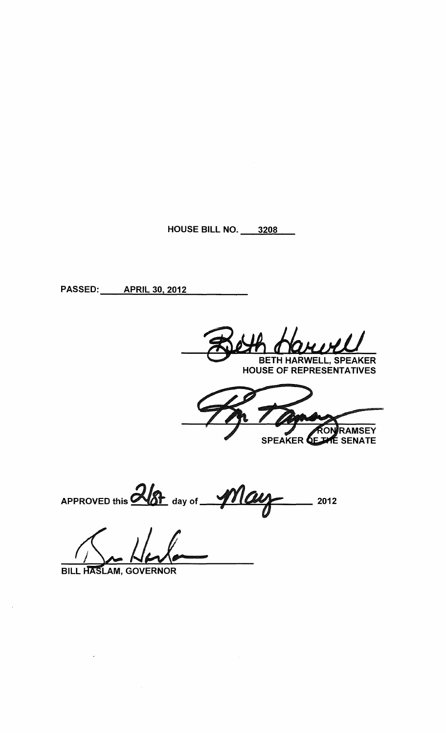HOUSE BILL NO. 3208

PASSED: APRIL 30, 2012

BETH HARWELL, SPEAKER
HOUSE OF REPRESENTATIVES

RON RAMSEY
SPEAKER OF THE SENATE

APPROVED this 21st day of May 2012

BILL HASLAM, GOVERNOR